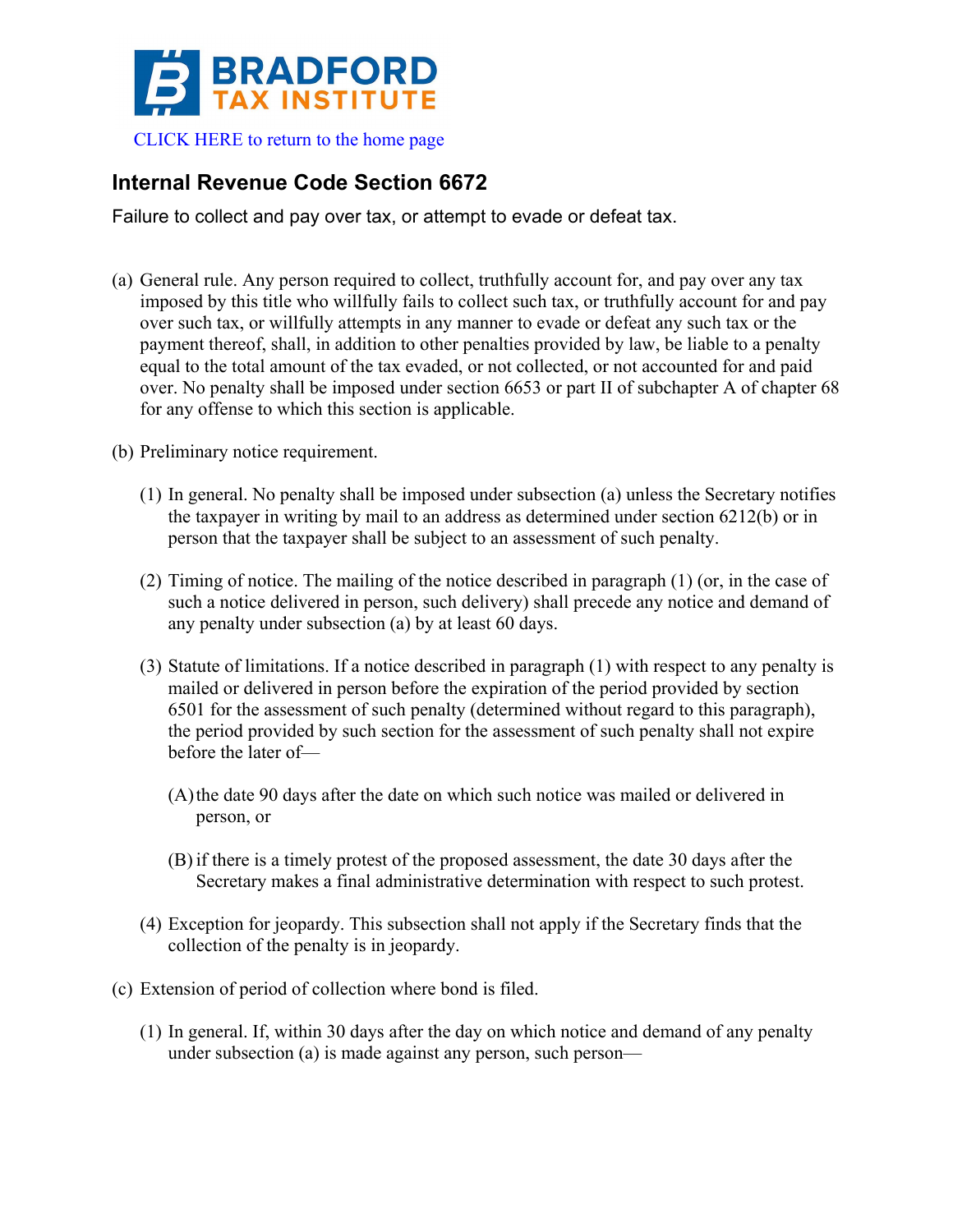BRADFORD TAX INSTITUTE

CLICK HERE to return to the home page

## Internal Revenue Code Section 6672

Failure to collect and pay over tax, or attempt to evade or defeat tax.

(a) General rule. Any person required to collect, truthfully account for, and pay over any tax imposed by this title who willfully fails to collect such tax, or truthfully account for and pay over such tax, or willfully attempts in any manner to evade or defeat any such tax or the payment thereof, shall, in addition to other penalties provided by law, be liable to a penalty equal to the total amount of the tax evaded, or not collected, or not accounted for and paid over. No penalty shall be imposed under section 6653 or part II of subchapter A of chapter 68 for any offense to which this section is applicable.

(b) Preliminary notice requirement.

(1) In general. No penalty shall be imposed under subsection (a) unless the Secretary notifies the taxpayer in writing by mail to an address as determined under section 6212(b) or in person that the taxpayer shall be subject to an assessment of such penalty.

(2) Timing of notice. The mailing of the notice described in paragraph (1) (or, in the case of such a notice delivered in person, such delivery) shall precede any notice and demand of any penalty under subsection (a) by at least 60 days.

(3) Statute of limitations. If a notice described in paragraph (1) with respect to any penalty is mailed or delivered in person before the expiration of the period provided by section 6501 for the assessment of such penalty (determined without regard to this paragraph), the period provided by such section for the assessment of such penalty shall not expire before the later of—

(A) the date 90 days after the date on which such notice was mailed or delivered in person, or

(B) if there is a timely protest of the proposed assessment, the date 30 days after the Secretary makes a final administrative determination with respect to such protest.

(4) Exception for jeopardy. This subsection shall not apply if the Secretary finds that the collection of the penalty is in jeopardy.

(c) Extension of period of collection where bond is filed.

(1) In general. If, within 30 days after the day on which notice and demand of any penalty under subsection (a) is made against any person, such person—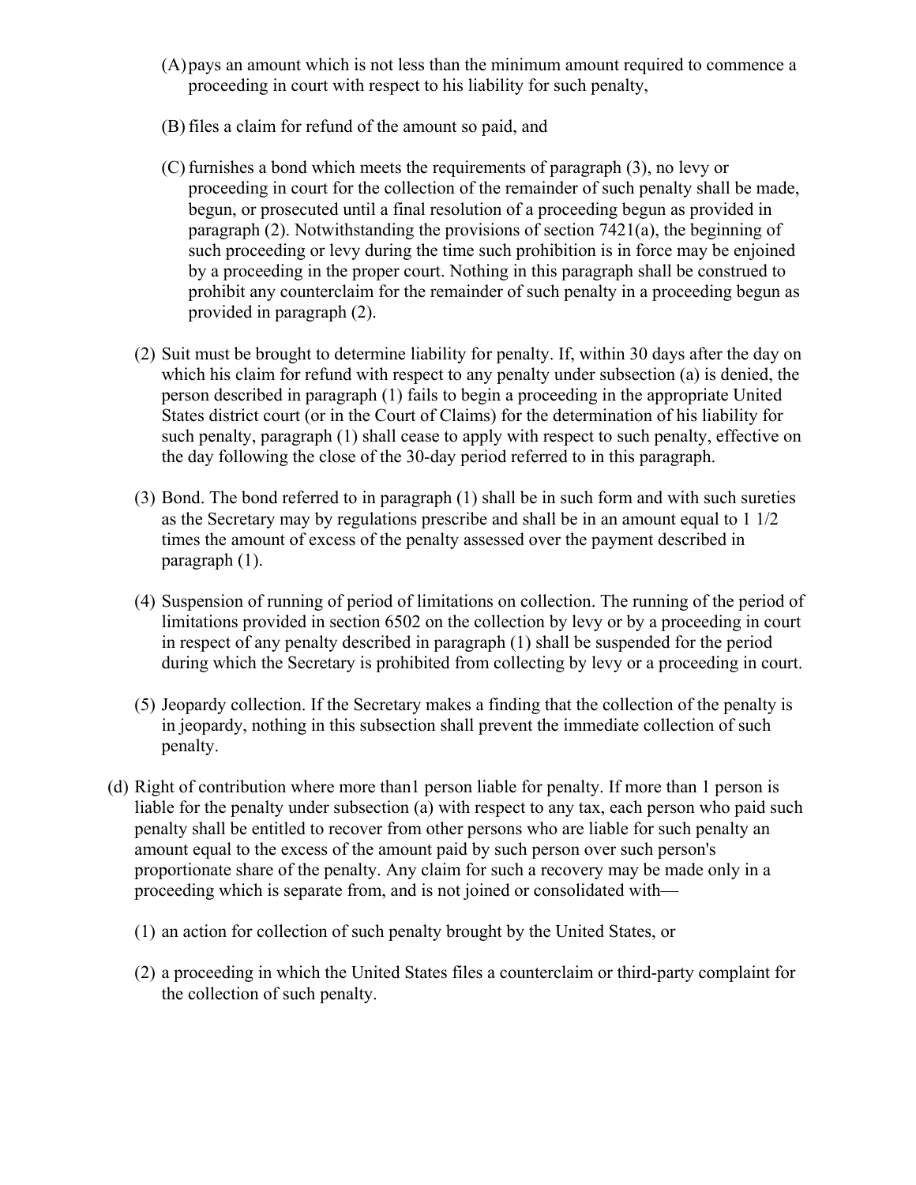(A) pays an amount which is not less than the minimum amount required to commence a proceeding in court with respect to his liability for such penalty,

(B) files a claim for refund of the amount so paid, and

(C) furnishes a bond which meets the requirements of paragraph (3), no levy or proceeding in court for the collection of the remainder of such penalty shall be made, begun, or prosecuted until a final resolution of a proceeding begun as provided in paragraph (2). Notwithstanding the provisions of section 7421(a), the beginning of such proceeding or levy during the time such prohibition is in force may be enjoined by a proceeding in the proper court. Nothing in this paragraph shall be construed to prohibit any counterclaim for the remainder of such penalty in a proceeding begun as provided in paragraph (2).

(2) Suit must be brought to determine liability for penalty. If, within 30 days after the day on which his claim for refund with respect to any penalty under subsection (a) is denied, the person described in paragraph (1) fails to begin a proceeding in the appropriate United States district court (or in the Court of Claims) for the determination of his liability for such penalty, paragraph (1) shall cease to apply with respect to such penalty, effective on the day following the close of the 30-day period referred to in this paragraph.

(3) Bond. The bond referred to in paragraph (1) shall be in such form and with such sureties as the Secretary may by regulations prescribe and shall be in an amount equal to 1 1/2 times the amount of excess of the penalty assessed over the payment described in paragraph (1).

(4) Suspension of running of period of limitations on collection. The running of the period of limitations provided in section 6502 on the collection by levy or by a proceeding in court in respect of any penalty described in paragraph (1) shall be suspended for the period during which the Secretary is prohibited from collecting by levy or a proceeding in court.

(5) Jeopardy collection. If the Secretary makes a finding that the collection of the penalty is in jeopardy, nothing in this subsection shall prevent the immediate collection of such penalty.

(d) Right of contribution where more than1 person liable for penalty. If more than 1 person is liable for the penalty under subsection (a) with respect to any tax, each person who paid such penalty shall be entitled to recover from other persons who are liable for such penalty an amount equal to the excess of the amount paid by such person over such person's proportionate share of the penalty. Any claim for such a recovery may be made only in a proceeding which is separate from, and is not joined or consolidated with—

(1) an action for collection of such penalty brought by the United States, or

(2) a proceeding in which the United States files a counterclaim or third-party complaint for the collection of such penalty.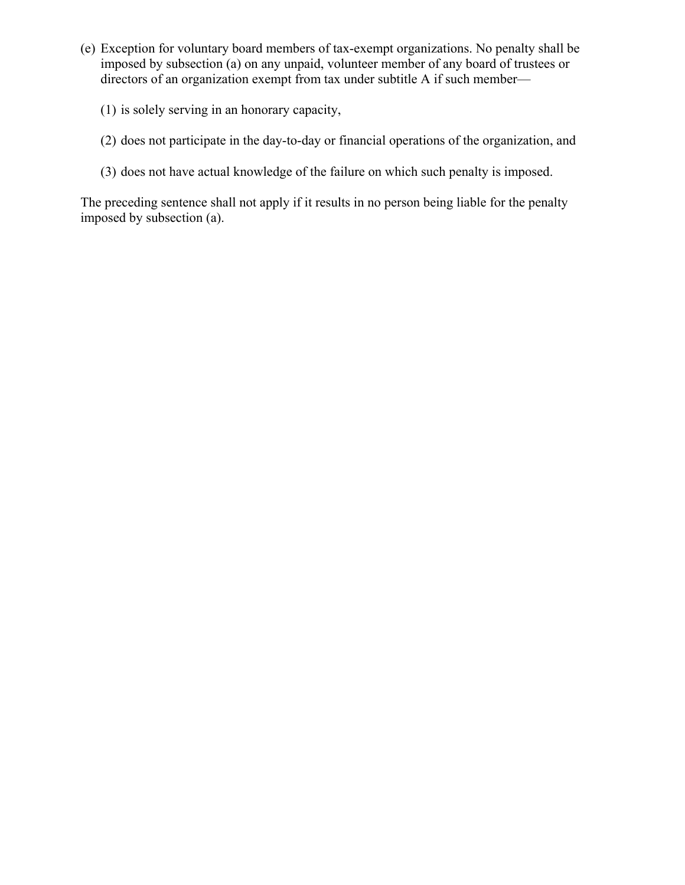(e) Exception for voluntary board members of tax-exempt organizations. No penalty shall be imposed by subsection (a) on any unpaid, volunteer member of any board of trustees or directors of an organization exempt from tax under subtitle A if such member—

(1) is solely serving in an honorary capacity,

(2) does not participate in the day-to-day or financial operations of the organization, and

(3) does not have actual knowledge of the failure on which such penalty is imposed.

The preceding sentence shall not apply if it results in no person being liable for the penalty imposed by subsection (a).